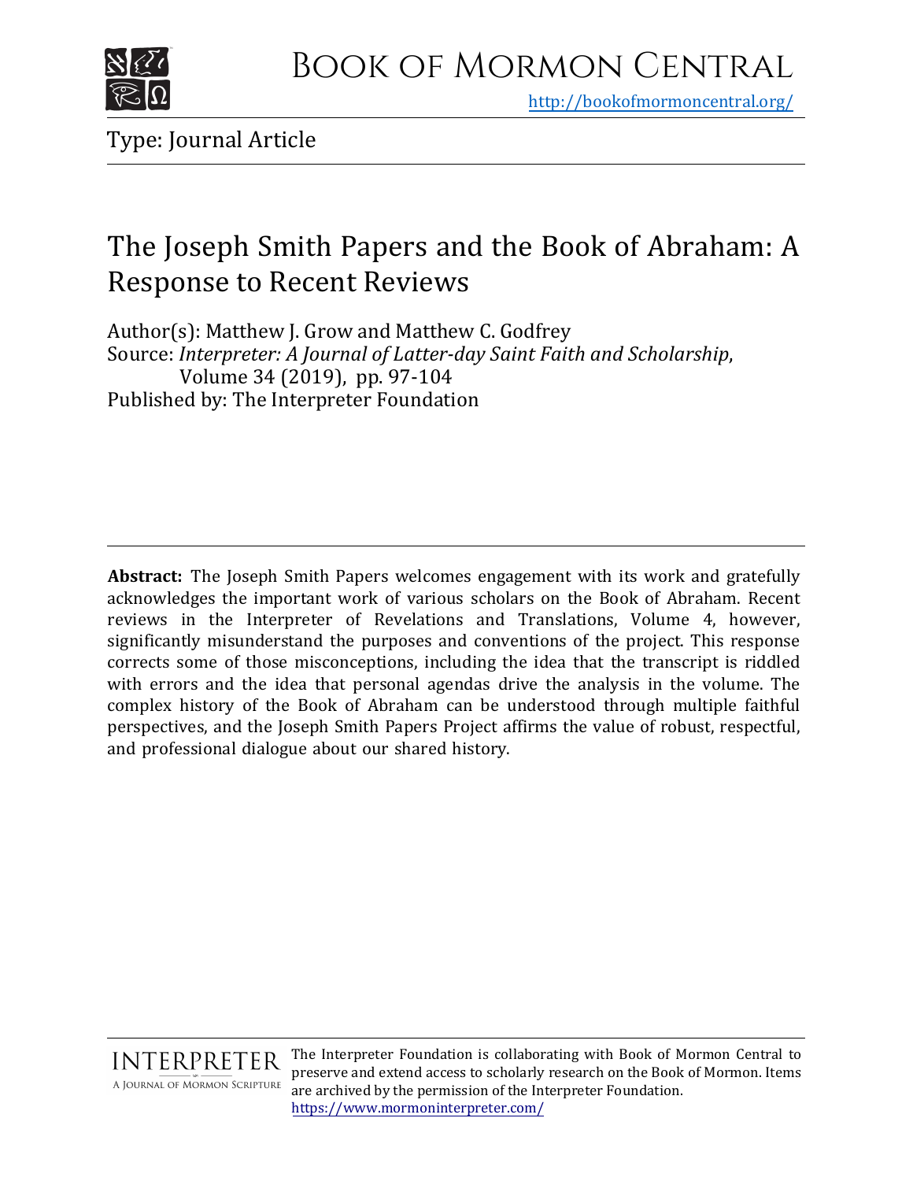# Book of Mormon Central

http://bookofmormoncentral.org/

Type: Journal Article

## The Joseph Smith Papers and the Book of Abraham: A Response to Recent Reviews

Author(s): Matthew J. Grow and Matthew C. Godfrey
Source: *Interpreter: A Journal of Latter-day Saint Faith and Scholarship*, Volume 34 (2019), pp. 97-104
Published by: The Interpreter Foundation

**Abstract:** The Joseph Smith Papers welcomes engagement with its work and gratefully acknowledges the important work of various scholars on the Book of Abraham. Recent reviews in the Interpreter of Revelations and Translations, Volume 4, however, significantly misunderstand the purposes and conventions of the project. This response corrects some of those misconceptions, including the idea that the transcript is riddled with errors and the idea that personal agendas drive the analysis in the volume. The complex history of the Book of Abraham can be understood through multiple faithful perspectives, and the Joseph Smith Papers Project affirms the value of robust, respectful, and professional dialogue about our shared history.

INTERPRETER
A Journal of Mormon Scripture

The Interpreter Foundation is collaborating with Book of Mormon Central to preserve and extend access to scholarly research on the Book of Mormon. Items are archived by the permission of the Interpreter Foundation.
https://www.mormoninterpreter.com/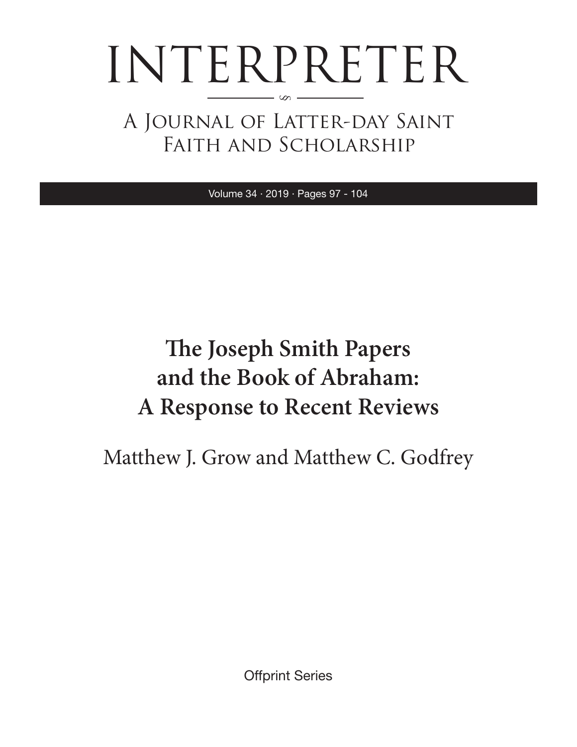# INTERPRETER

## A Journal of Latter-day Saint Faith and Scholarship

Volume 34 · 2019 · Pages 97 - 104

# The Joseph Smith Papers and the Book of Abraham: A Response to Recent Reviews

Matthew J. Grow and Matthew C. Godfrey

Offprint Series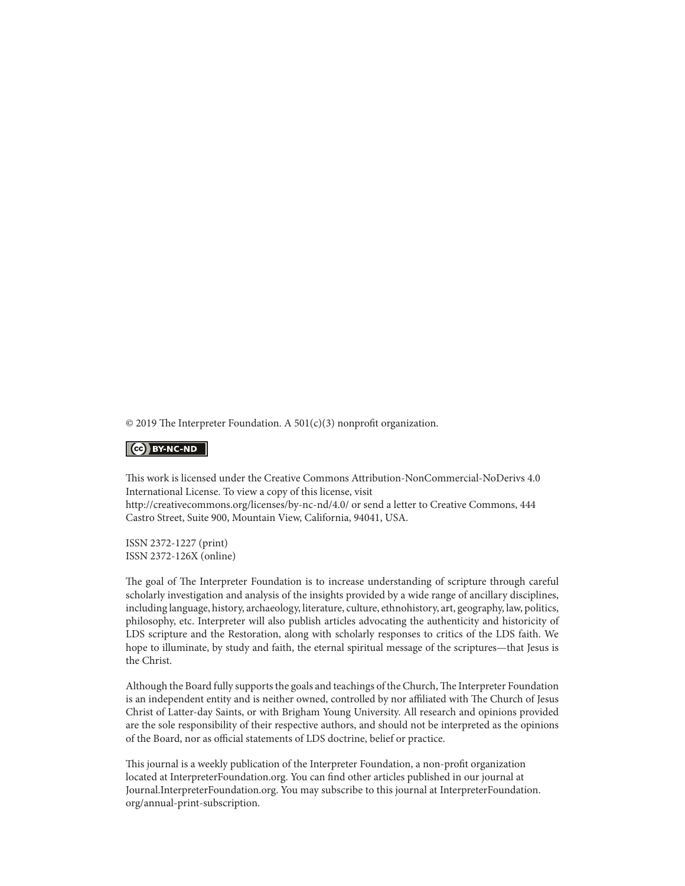© 2019 The Interpreter Foundation. A 501(c)(3) nonprofit organization.

BY-NC-ND

This work is licensed under the Creative Commons Attribution-NonCommercial-NoDerivs 4.0 International License. To view a copy of this license, visit http://creativecommons.org/licenses/by-nc-nd/4.0/ or send a letter to Creative Commons, 444 Castro Street, Suite 900, Mountain View, California, 94041, USA.

ISSN 2372-1227 (print)
ISSN 2372-126X (online)

The goal of The Interpreter Foundation is to increase understanding of scripture through careful scholarly investigation and analysis of the insights provided by a wide range of ancillary disciplines, including language, history, archaeology, literature, culture, ethnohistory, art, geography, law, politics, philosophy, etc. Interpreter will also publish articles advocating the authenticity and historicity of LDS scripture and the Restoration, along with scholarly responses to critics of the LDS faith. We hope to illuminate, by study and faith, the eternal spiritual message of the scriptures—that Jesus is the Christ.

Although the Board fully supports the goals and teachings of the Church, The Interpreter Foundation is an independent entity and is neither owned, controlled by nor affiliated with The Church of Jesus Christ of Latter-day Saints, or with Brigham Young University. All research and opinions provided are the sole responsibility of their respective authors, and should not be interpreted as the opinions of the Board, nor as official statements of LDS doctrine, belief or practice.

This journal is a weekly publication of the Interpreter Foundation, a non-profit organization located at InterpreterFoundation.org. You can find other articles published in our journal at Journal.InterpreterFoundation.org. You may subscribe to this journal at InterpreterFoundation.org/annual-print-subscription.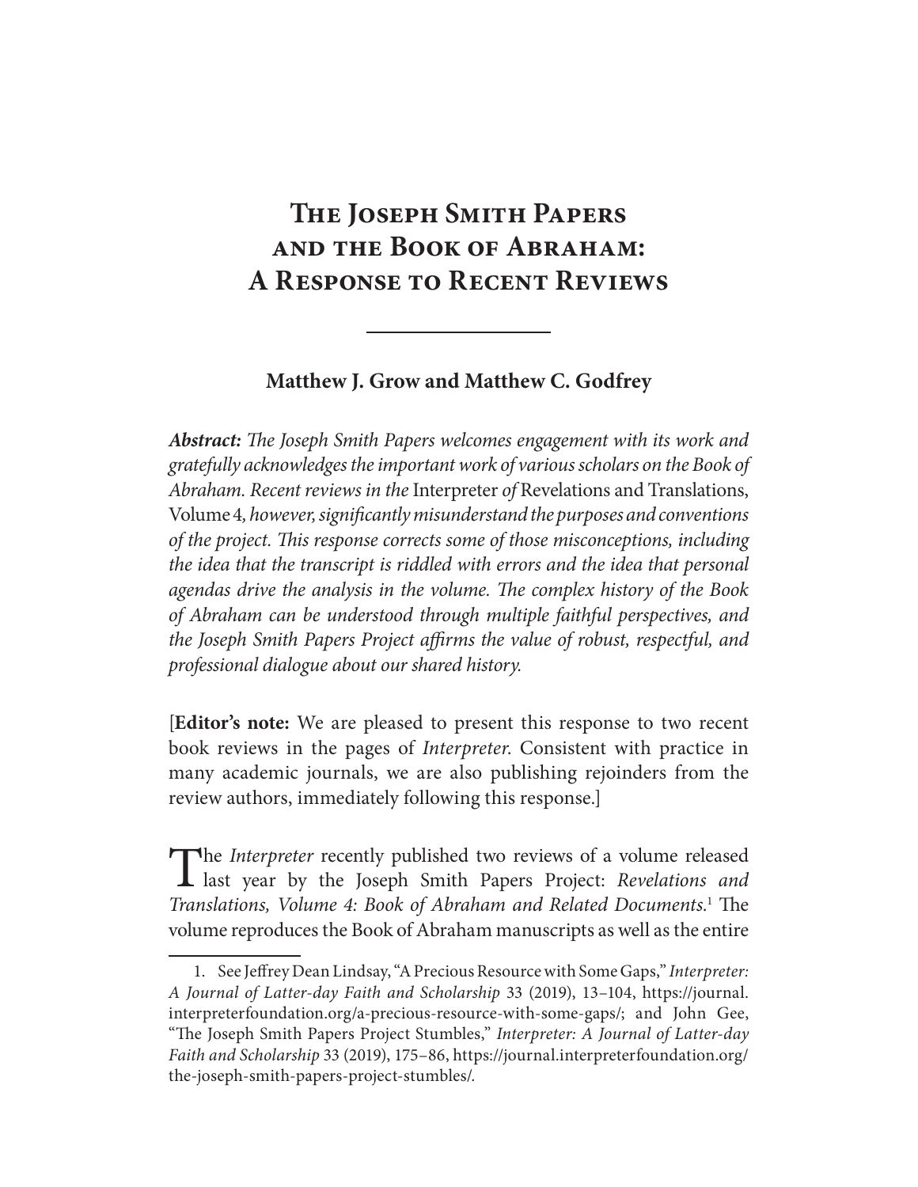# The Joseph Smith Papers and the Book of Abraham: A Response to Recent Reviews

**Matthew J. Grow and Matthew C. Godfrey**

***Abstract:*** *The Joseph Smith Papers welcomes engagement with its work and gratefully acknowledges the important work of various scholars on the Book of Abraham. Recent reviews in the* Interpreter *of* Revelations and Translations, Volume 4, *however, significantly misunderstand the purposes and conventions of the project. This response corrects some of those misconceptions, including the idea that the transcript is riddled with errors and the idea that personal agendas drive the analysis in the volume. The complex history of the Book of Abraham can be understood through multiple faithful perspectives, and the Joseph Smith Papers Project affirms the value of robust, respectful, and professional dialogue about our shared history.*

[**Editor's note:** We are pleased to present this response to two recent book reviews in the pages of *Interpreter*. Consistent with practice in many academic journals, we are also publishing rejoinders from the review authors, immediately following this response.]

The *Interpreter* recently published two reviews of a volume released last year by the Joseph Smith Papers Project: *Revelations and Translations, Volume 4: Book of Abraham and Related Documents.*[1] The volume reproduces the Book of Abraham manuscripts as well as the entire

1. See Jeffrey Dean Lindsay, "A Precious Resource with Some Gaps," *Interpreter: A Journal of Latter-day Faith and Scholarship* 33 (2019), 13–104, https://journal.interpreterfoundation.org/a-precious-resource-with-some-gaps/; and John Gee, "The Joseph Smith Papers Project Stumbles," *Interpreter: A Journal of Latter-day Faith and Scholarship* 33 (2019), 175–86, https://journal.interpreterfoundation.org/the-joseph-smith-papers-project-stumbles/.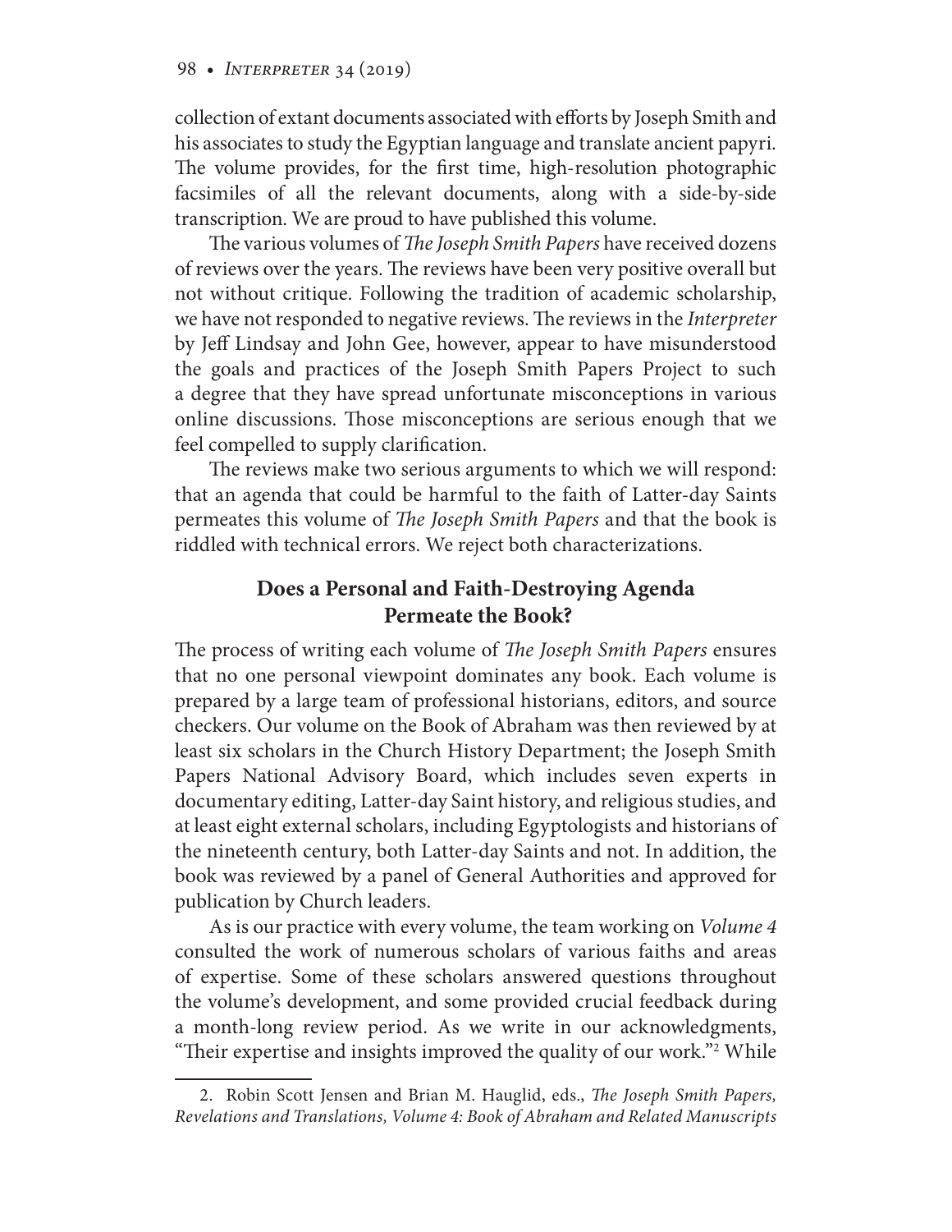collection of extant documents associated with efforts by Joseph Smith and his associates to study the Egyptian language and translate ancient papyri. The volume provides, for the first time, high-resolution photographic facsimiles of all the relevant documents, along with a side-by-side transcription. We are proud to have published this volume.

The various volumes of *The Joseph Smith Papers* have received dozens of reviews over the years. The reviews have been very positive overall but not without critique. Following the tradition of academic scholarship, we have not responded to negative reviews. The reviews in the *Interpreter* by Jeff Lindsay and John Gee, however, appear to have misunderstood the goals and practices of the Joseph Smith Papers Project to such a degree that they have spread unfortunate misconceptions in various online discussions. Those misconceptions are serious enough that we feel compelled to supply clarification.

The reviews make two serious arguments to which we will respond: that an agenda that could be harmful to the faith of Latter-day Saints permeates this volume of *The Joseph Smith Papers* and that the book is riddled with technical errors. We reject both characterizations.

## Does a Personal and Faith-Destroying Agenda Permeate the Book?

The process of writing each volume of *The Joseph Smith Papers* ensures that no one personal viewpoint dominates any book. Each volume is prepared by a large team of professional historians, editors, and source checkers. Our volume on the Book of Abraham was then reviewed by at least six scholars in the Church History Department; the Joseph Smith Papers National Advisory Board, which includes seven experts in documentary editing, Latter-day Saint history, and religious studies, and at least eight external scholars, including Egyptologists and historians of the nineteenth century, both Latter-day Saints and not. In addition, the book was reviewed by a panel of General Authorities and approved for publication by Church leaders.

As is our practice with every volume, the team working on *Volume 4* consulted the work of numerous scholars of various faiths and areas of expertise. Some of these scholars answered questions throughout the volume's development, and some provided crucial feedback during a month-long review period. As we write in our acknowledgments, "Their expertise and insights improved the quality of our work."[2] While

2. Robin Scott Jensen and Brian M. Hauglid, eds., *The Joseph Smith Papers, Revelations and Translations, Volume 4: Book of Abraham and Related Manuscripts*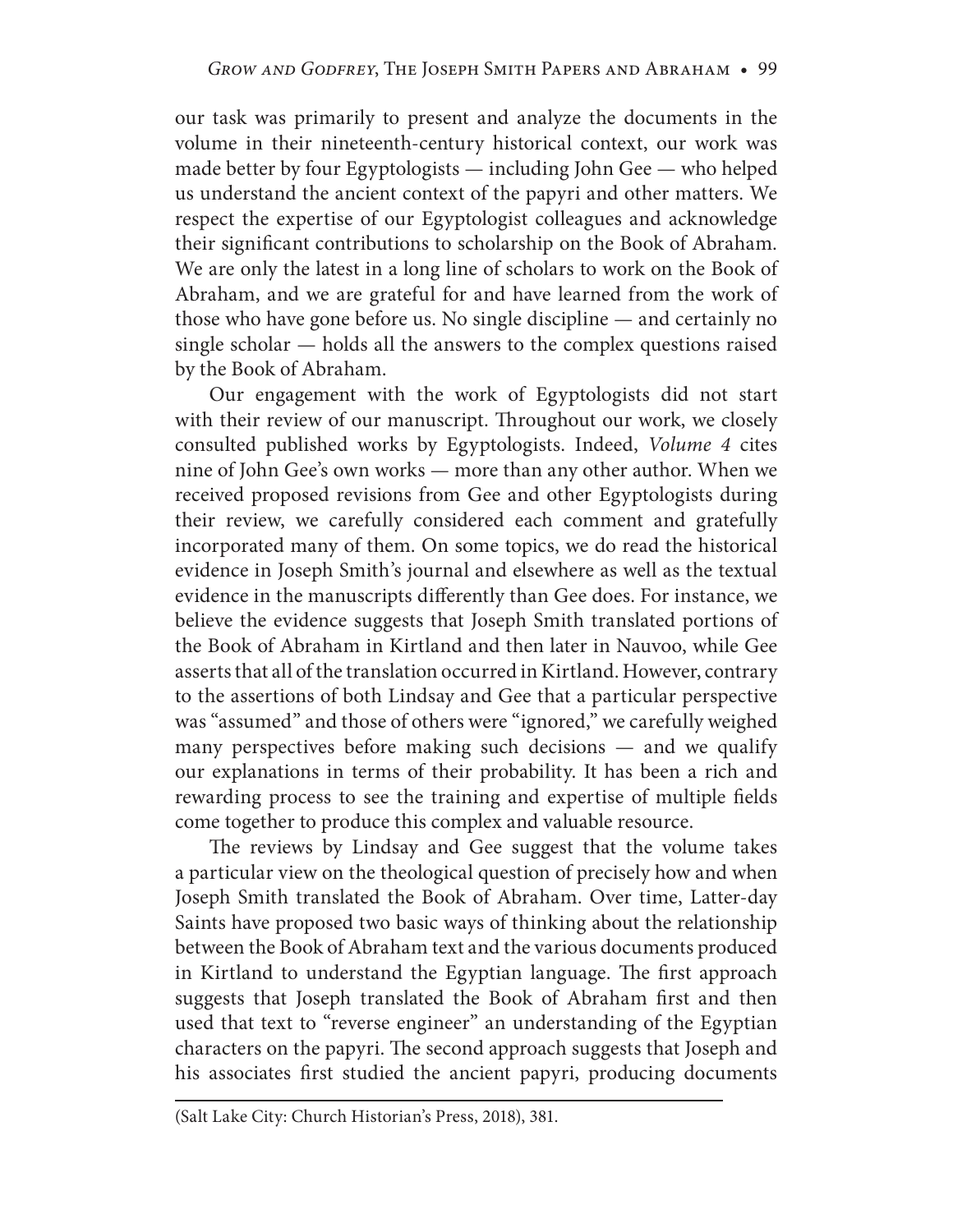our task was primarily to present and analyze the documents in the volume in their nineteenth-century historical context, our work was made better by four Egyptologists — including John Gee — who helped us understand the ancient context of the papyri and other matters. We respect the expertise of our Egyptologist colleagues and acknowledge their significant contributions to scholarship on the Book of Abraham. We are only the latest in a long line of scholars to work on the Book of Abraham, and we are grateful for and have learned from the work of those who have gone before us. No single discipline — and certainly no single scholar — holds all the answers to the complex questions raised by the Book of Abraham.

Our engagement with the work of Egyptologists did not start with their review of our manuscript. Throughout our work, we closely consulted published works by Egyptologists. Indeed, *Volume 4* cites nine of John Gee's own works — more than any other author. When we received proposed revisions from Gee and other Egyptologists during their review, we carefully considered each comment and gratefully incorporated many of them. On some topics, we do read the historical evidence in Joseph Smith's journal and elsewhere as well as the textual evidence in the manuscripts differently than Gee does. For instance, we believe the evidence suggests that Joseph Smith translated portions of the Book of Abraham in Kirtland and then later in Nauvoo, while Gee asserts that all of the translation occurred in Kirtland. However, contrary to the assertions of both Lindsay and Gee that a particular perspective was "assumed" and those of others were "ignored," we carefully weighed many perspectives before making such decisions — and we qualify our explanations in terms of their probability. It has been a rich and rewarding process to see the training and expertise of multiple fields come together to produce this complex and valuable resource.

The reviews by Lindsay and Gee suggest that the volume takes a particular view on the theological question of precisely how and when Joseph Smith translated the Book of Abraham. Over time, Latter-day Saints have proposed two basic ways of thinking about the relationship between the Book of Abraham text and the various documents produced in Kirtland to understand the Egyptian language. The first approach suggests that Joseph translated the Book of Abraham first and then used that text to "reverse engineer" an understanding of the Egyptian characters on the papyri. The second approach suggests that Joseph and his associates first studied the ancient papyri, producing documents

(Salt Lake City: Church Historian's Press, 2018), 381.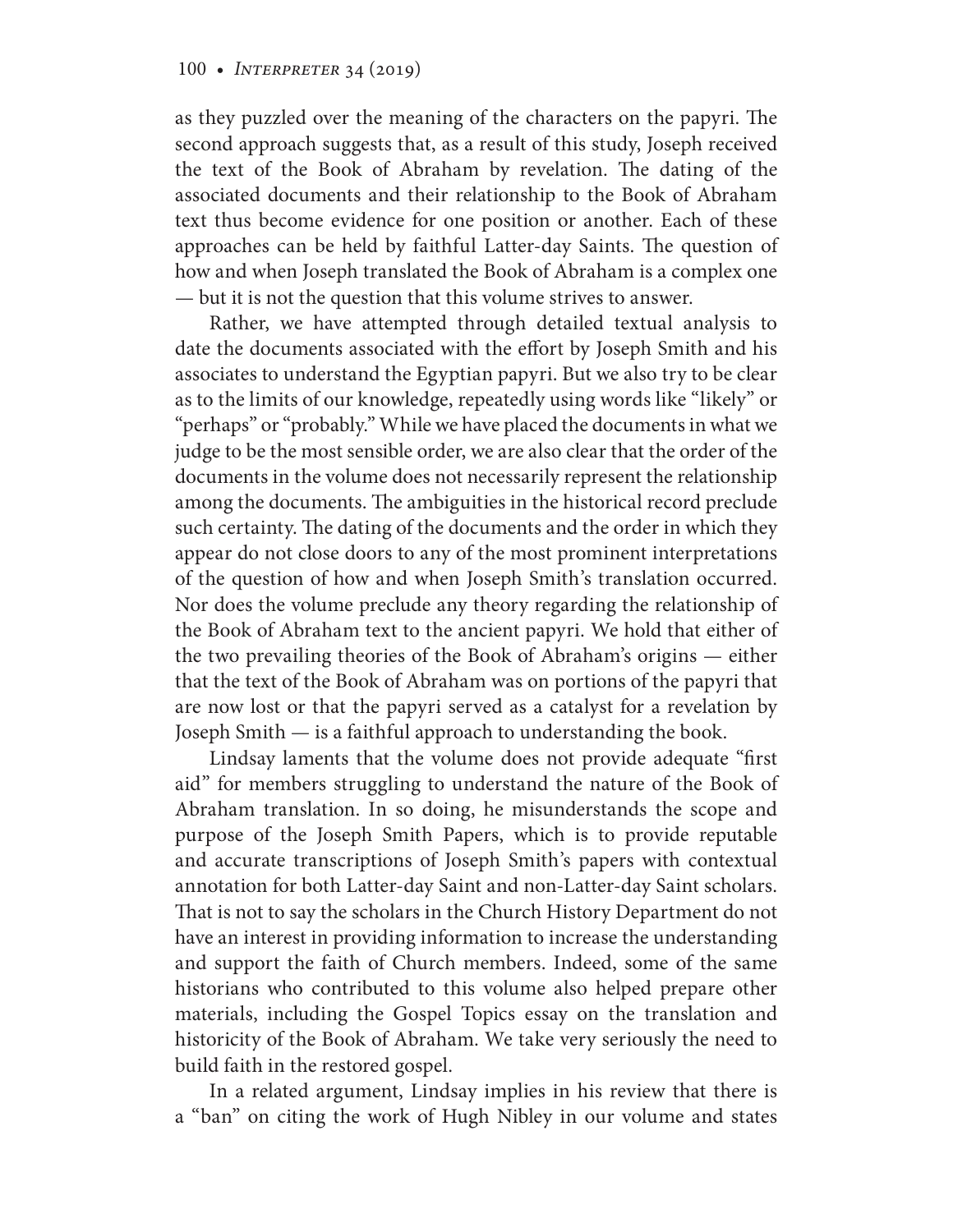as they puzzled over the meaning of the characters on the papyri. The second approach suggests that, as a result of this study, Joseph received the text of the Book of Abraham by revelation. The dating of the associated documents and their relationship to the Book of Abraham text thus become evidence for one position or another. Each of these approaches can be held by faithful Latter-day Saints. The question of how and when Joseph translated the Book of Abraham is a complex one — but it is not the question that this volume strives to answer.

Rather, we have attempted through detailed textual analysis to date the documents associated with the effort by Joseph Smith and his associates to understand the Egyptian papyri. But we also try to be clear as to the limits of our knowledge, repeatedly using words like "likely" or "perhaps" or "probably." While we have placed the documents in what we judge to be the most sensible order, we are also clear that the order of the documents in the volume does not necessarily represent the relationship among the documents. The ambiguities in the historical record preclude such certainty. The dating of the documents and the order in which they appear do not close doors to any of the most prominent interpretations of the question of how and when Joseph Smith's translation occurred. Nor does the volume preclude any theory regarding the relationship of the Book of Abraham text to the ancient papyri. We hold that either of the two prevailing theories of the Book of Abraham's origins — either that the text of the Book of Abraham was on portions of the papyri that are now lost or that the papyri served as a catalyst for a revelation by Joseph Smith — is a faithful approach to understanding the book.

Lindsay laments that the volume does not provide adequate "first aid" for members struggling to understand the nature of the Book of Abraham translation. In so doing, he misunderstands the scope and purpose of the Joseph Smith Papers, which is to provide reputable and accurate transcriptions of Joseph Smith's papers with contextual annotation for both Latter-day Saint and non-Latter-day Saint scholars. That is not to say the scholars in the Church History Department do not have an interest in providing information to increase the understanding and support the faith of Church members. Indeed, some of the same historians who contributed to this volume also helped prepare other materials, including the Gospel Topics essay on the translation and historicity of the Book of Abraham. We take very seriously the need to build faith in the restored gospel.

In a related argument, Lindsay implies in his review that there is a "ban" on citing the work of Hugh Nibley in our volume and states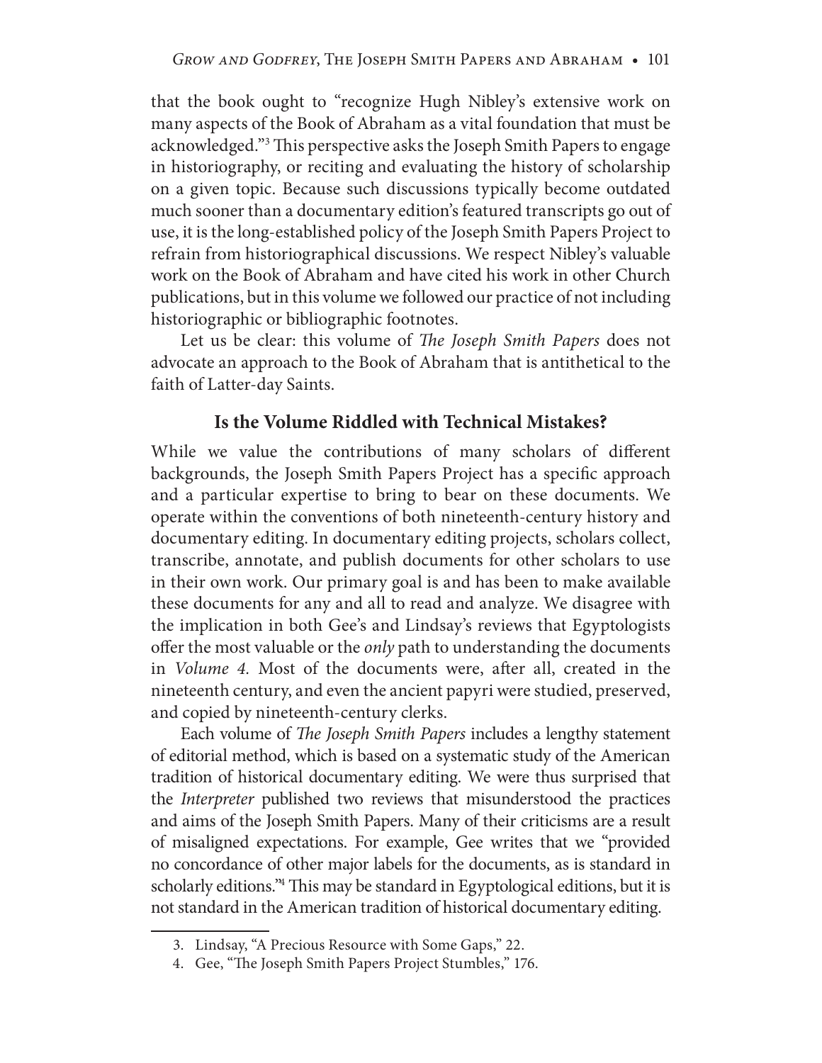that the book ought to "recognize Hugh Nibley's extensive work on many aspects of the Book of Abraham as a vital foundation that must be acknowledged."[3] This perspective asks the Joseph Smith Papers to engage in historiography, or reciting and evaluating the history of scholarship on a given topic. Because such discussions typically become outdated much sooner than a documentary edition's featured transcripts go out of use, it is the long-established policy of the Joseph Smith Papers Project to refrain from historiographical discussions. We respect Nibley's valuable work on the Book of Abraham and have cited his work in other Church publications, but in this volume we followed our practice of not including historiographic or bibliographic footnotes.

Let us be clear: this volume of *The Joseph Smith Papers* does not advocate an approach to the Book of Abraham that is antithetical to the faith of Latter-day Saints.

### Is the Volume Riddled with Technical Mistakes?

While we value the contributions of many scholars of different backgrounds, the Joseph Smith Papers Project has a specific approach and a particular expertise to bring to bear on these documents. We operate within the conventions of both nineteenth-century history and documentary editing. In documentary editing projects, scholars collect, transcribe, annotate, and publish documents for other scholars to use in their own work. Our primary goal is and has been to make available these documents for any and all to read and analyze. We disagree with the implication in both Gee's and Lindsay's reviews that Egyptologists offer the most valuable or the *only* path to understanding the documents in *Volume 4*. Most of the documents were, after all, created in the nineteenth century, and even the ancient papyri were studied, preserved, and copied by nineteenth-century clerks.

Each volume of *The Joseph Smith Papers* includes a lengthy statement of editorial method, which is based on a systematic study of the American tradition of historical documentary editing. We were thus surprised that the *Interpreter* published two reviews that misunderstood the practices and aims of the Joseph Smith Papers. Many of their criticisms are a result of misaligned expectations. For example, Gee writes that we "provided no concordance of other major labels for the documents, as is standard in scholarly editions."[4] This may be standard in Egyptological editions, but it is not standard in the American tradition of historical documentary editing.

---

3. Lindsay, "A Precious Resource with Some Gaps," 22.
4. Gee, "The Joseph Smith Papers Project Stumbles," 176.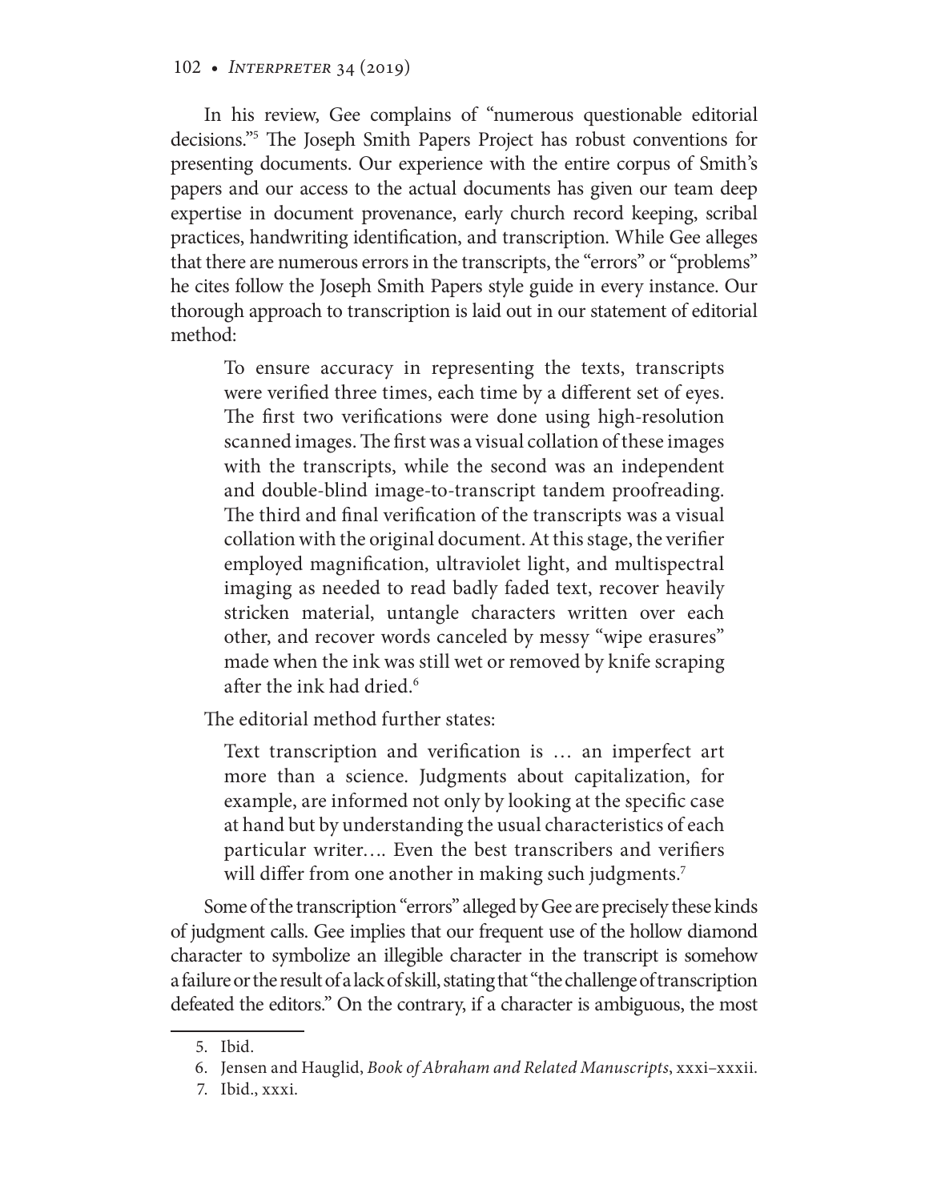In his review, Gee complains of "numerous questionable editorial decisions."[5] The Joseph Smith Papers Project has robust conventions for presenting documents. Our experience with the entire corpus of Smith's papers and our access to the actual documents has given our team deep expertise in document provenance, early church record keeping, scribal practices, handwriting identification, and transcription. While Gee alleges that there are numerous errors in the transcripts, the "errors" or "problems" he cites follow the Joseph Smith Papers style guide in every instance. Our thorough approach to transcription is laid out in our statement of editorial method:

> To ensure accuracy in representing the texts, transcripts were verified three times, each time by a different set of eyes. The first two verifications were done using high-resolution scanned images. The first was a visual collation of these images with the transcripts, while the second was an independent and double-blind image-to-transcript tandem proofreading. The third and final verification of the transcripts was a visual collation with the original document. At this stage, the verifier employed magnification, ultraviolet light, and multispectral imaging as needed to read badly faded text, recover heavily stricken material, untangle characters written over each other, and recover words canceled by messy "wipe erasures" made when the ink was still wet or removed by knife scraping after the ink had dried.[6]

The editorial method further states:

> Text transcription and verification is … an imperfect art more than a science. Judgments about capitalization, for example, are informed not only by looking at the specific case at hand but by understanding the usual characteristics of each particular writer…. Even the best transcribers and verifiers will differ from one another in making such judgments.[7]

Some of the transcription "errors" alleged by Gee are precisely these kinds of judgment calls. Gee implies that our frequent use of the hollow diamond character to symbolize an illegible character in the transcript is somehow a failure or the result of a lack of skill, stating that "the challenge of transcription defeated the editors." On the contrary, if a character is ambiguous, the most

---

5. Ibid.
6. Jensen and Hauglid, *Book of Abraham and Related Manuscripts*, xxxi–xxxii.
7. Ibid., xxxi.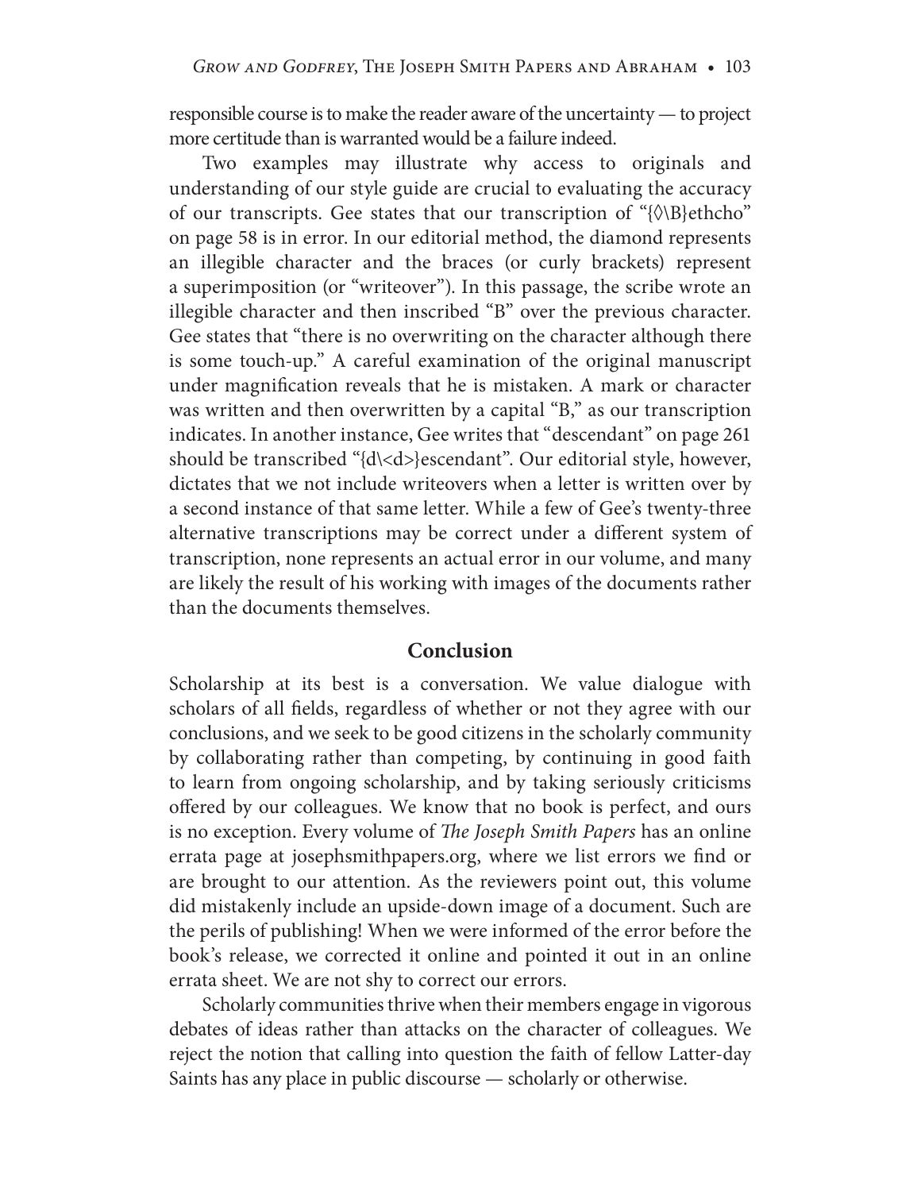responsible course is to make the reader aware of the uncertainty — to project more certitude than is warranted would be a failure indeed.

Two examples may illustrate why access to originals and understanding of our style guide are crucial to evaluating the accuracy of our transcripts. Gee states that our transcription of "{◊\B}ethcho" on page 58 is in error. In our editorial method, the diamond represents an illegible character and the braces (or curly brackets) represent a superimposition (or "writeover"). In this passage, the scribe wrote an illegible character and then inscribed "B" over the previous character. Gee states that "there is no overwriting on the character although there is some touch-up." A careful examination of the original manuscript under magnification reveals that he is mistaken. A mark or character was written and then overwritten by a capital "B," as our transcription indicates. In another instance, Gee writes that "descendant" on page 261 should be transcribed "{d\<d>}escendant". Our editorial style, however, dictates that we not include writeovers when a letter is written over by a second instance of that same letter. While a few of Gee's twenty-three alternative transcriptions may be correct under a different system of transcription, none represents an actual error in our volume, and many are likely the result of his working with images of the documents rather than the documents themselves.

## Conclusion

Scholarship at its best is a conversation. We value dialogue with scholars of all fields, regardless of whether or not they agree with our conclusions, and we seek to be good citizens in the scholarly community by collaborating rather than competing, by continuing in good faith to learn from ongoing scholarship, and by taking seriously criticisms offered by our colleagues. We know that no book is perfect, and ours is no exception. Every volume of *The Joseph Smith Papers* has an online errata page at josephsmithpapers.org, where we list errors we find or are brought to our attention. As the reviewers point out, this volume did mistakenly include an upside-down image of a document. Such are the perils of publishing! When we were informed of the error before the book's release, we corrected it online and pointed it out in an online errata sheet. We are not shy to correct our errors.

Scholarly communities thrive when their members engage in vigorous debates of ideas rather than attacks on the character of colleagues. We reject the notion that calling into question the faith of fellow Latter-day Saints has any place in public discourse — scholarly or otherwise.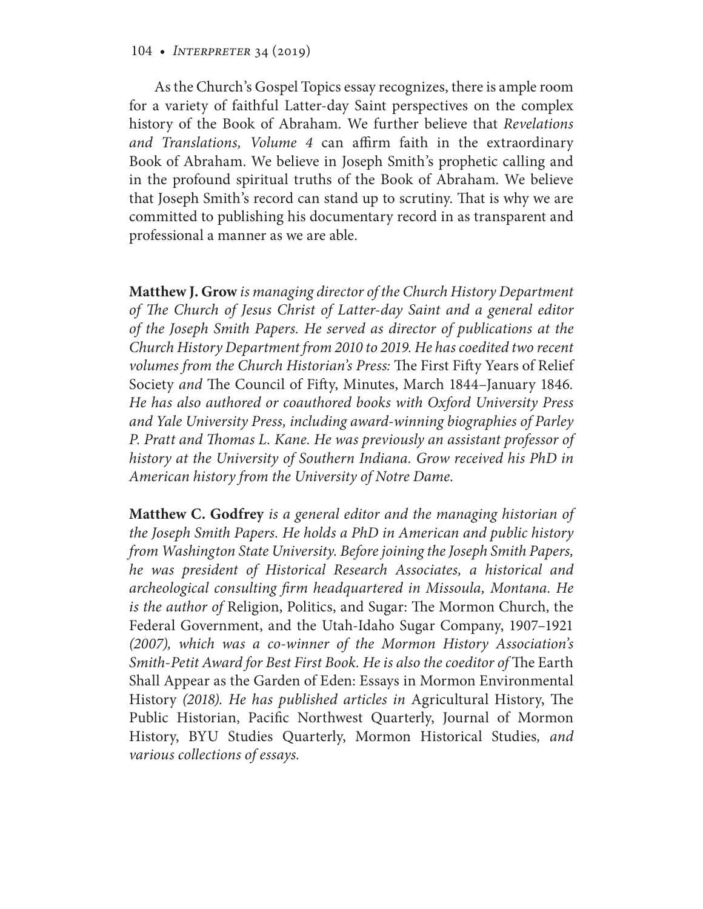As the Church's Gospel Topics essay recognizes, there is ample room for a variety of faithful Latter-day Saint perspectives on the complex history of the Book of Abraham. We further believe that *Revelations and Translations, Volume 4* can affirm faith in the extraordinary Book of Abraham. We believe in Joseph Smith's prophetic calling and in the profound spiritual truths of the Book of Abraham. We believe that Joseph Smith's record can stand up to scrutiny. That is why we are committed to publishing his documentary record in as transparent and professional a manner as we are able.

**Matthew J. Grow** *is managing director of the Church History Department of The Church of Jesus Christ of Latter-day Saint and a general editor of the Joseph Smith Papers. He served as director of publications at the Church History Department from 2010 to 2019. He has coedited two recent volumes from the Church Historian's Press:* The First Fifty Years of Relief Society *and* The Council of Fifty, Minutes, March 1844–January 1846*. He has also authored or coauthored books with Oxford University Press and Yale University Press, including award-winning biographies of Parley P. Pratt and Thomas L. Kane. He was previously an assistant professor of history at the University of Southern Indiana. Grow received his PhD in American history from the University of Notre Dame.*

**Matthew C. Godfrey** *is a general editor and the managing historian of the Joseph Smith Papers. He holds a PhD in American and public history from Washington State University. Before joining the Joseph Smith Papers, he was president of Historical Research Associates, a historical and archeological consulting firm headquartered in Missoula, Montana. He is the author of* Religion, Politics, and Sugar: The Mormon Church, the Federal Government, and the Utah-Idaho Sugar Company, 1907–1921 *(2007), which was a co-winner of the Mormon History Association's Smith-Petit Award for Best First Book. He is also the coeditor of* The Earth Shall Appear as the Garden of Eden: Essays in Mormon Environmental History *(2018). He has published articles in* Agricultural History, The Public Historian, Pacific Northwest Quarterly, Journal of Mormon History, BYU Studies Quarterly, Mormon Historical Studies*, and various collections of essays.*